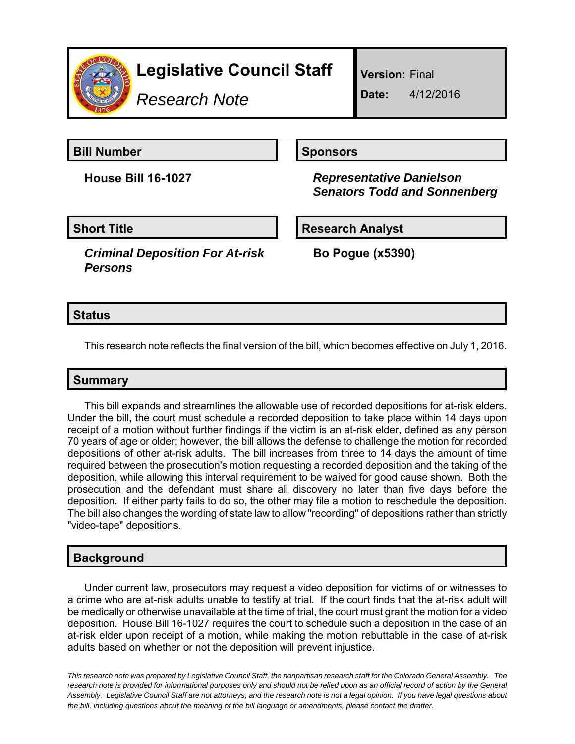# Legislative Council Staff

*Research Note*

**Version:** Final

**Date:** 4/12/2016

## Bill Number

**House Bill 16-1027**

## Sponsors

***Representative Danielson***
***Senators Todd and Sonnenberg***

## Short Title

***Criminal Deposition For At-risk Persons***

## Research Analyst

**Bo Pogue (x5390)**

## Status

This research note reflects the final version of the bill, which becomes effective on July 1, 2016.

## Summary

This bill expands and streamlines the allowable use of recorded depositions for at-risk elders. Under the bill, the court must schedule a recorded deposition to take place within 14 days upon receipt of a motion without further findings if the victim is an at-risk elder, defined as any person 70 years of age or older; however, the bill allows the defense to challenge the motion for recorded depositions of other at-risk adults. The bill increases from three to 14 days the amount of time required between the prosecution's motion requesting a recorded deposition and the taking of the deposition, while allowing this interval requirement to be waived for good cause shown. Both the prosecution and the defendant must share all discovery no later than five days before the deposition. If either party fails to do so, the other may file a motion to reschedule the deposition. The bill also changes the wording of state law to allow "recording" of depositions rather than strictly "video-tape" depositions.

## Background

Under current law, prosecutors may request a video deposition for victims of or witnesses to a crime who are at-risk adults unable to testify at trial. If the court finds that the at-risk adult will be medically or otherwise unavailable at the time of trial, the court must grant the motion for a video deposition. House Bill 16-1027 requires the court to schedule such a deposition in the case of an at-risk elder upon receipt of a motion, while making the motion rebuttable in the case of at-risk adults based on whether or not the deposition will prevent injustice.

*This research note was prepared by Legislative Council Staff, the nonpartisan research staff for the Colorado General Assembly. The research note is provided for informational purposes only and should not be relied upon as an official record of action by the General Assembly. Legislative Council Staff are not attorneys, and the research note is not a legal opinion. If you have legal questions about the bill, including questions about the meaning of the bill language or amendments, please contact the drafter.*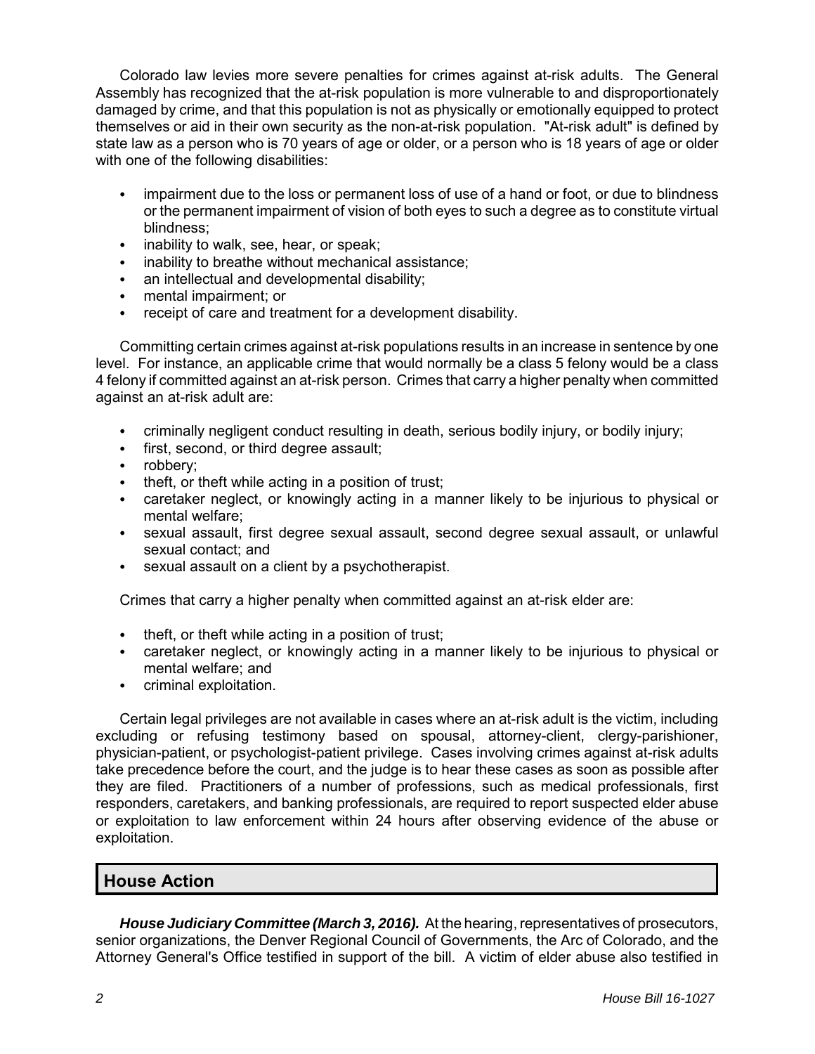Colorado law levies more severe penalties for crimes against at-risk adults. The General Assembly has recognized that the at-risk population is more vulnerable to and disproportionately damaged by crime, and that this population is not as physically or emotionally equipped to protect themselves or aid in their own security as the non-at-risk population. "At-risk adult" is defined by state law as a person who is 70 years of age or older, or a person who is 18 years of age or older with one of the following disabilities:

- impairment due to the loss or permanent loss of use of a hand or foot, or due to blindness or the permanent impairment of vision of both eyes to such a degree as to constitute virtual blindness;
- inability to walk, see, hear, or speak;
- inability to breathe without mechanical assistance;
- an intellectual and developmental disability;
- mental impairment; or
- receipt of care and treatment for a development disability.

Committing certain crimes against at-risk populations results in an increase in sentence by one level. For instance, an applicable crime that would normally be a class 5 felony would be a class 4 felony if committed against an at-risk person. Crimes that carry a higher penalty when committed against an at-risk adult are:

- criminally negligent conduct resulting in death, serious bodily injury, or bodily injury;
- first, second, or third degree assault;
- robbery;
- theft, or theft while acting in a position of trust;
- caretaker neglect, or knowingly acting in a manner likely to be injurious to physical or mental welfare;
- sexual assault, first degree sexual assault, second degree sexual assault, or unlawful sexual contact; and
- sexual assault on a client by a psychotherapist.

Crimes that carry a higher penalty when committed against an at-risk elder are:

- theft, or theft while acting in a position of trust;
- caretaker neglect, or knowingly acting in a manner likely to be injurious to physical or mental welfare; and
- criminal exploitation.

Certain legal privileges are not available in cases where an at-risk adult is the victim, including excluding or refusing testimony based on spousal, attorney-client, clergy-parishioner, physician-patient, or psychologist-patient privilege. Cases involving crimes against at-risk adults take precedence before the court, and the judge is to hear these cases as soon as possible after they are filed. Practitioners of a number of professions, such as medical professionals, first responders, caretakers, and banking professionals, are required to report suspected elder abuse or exploitation to law enforcement within 24 hours after observing evidence of the abuse or exploitation.

## House Action

***House Judiciary Committee (March 3, 2016).*** At the hearing, representatives of prosecutors, senior organizations, the Denver Regional Council of Governments, the Arc of Colorado, and the Attorney General's Office testified in support of the bill. A victim of elder abuse also testified in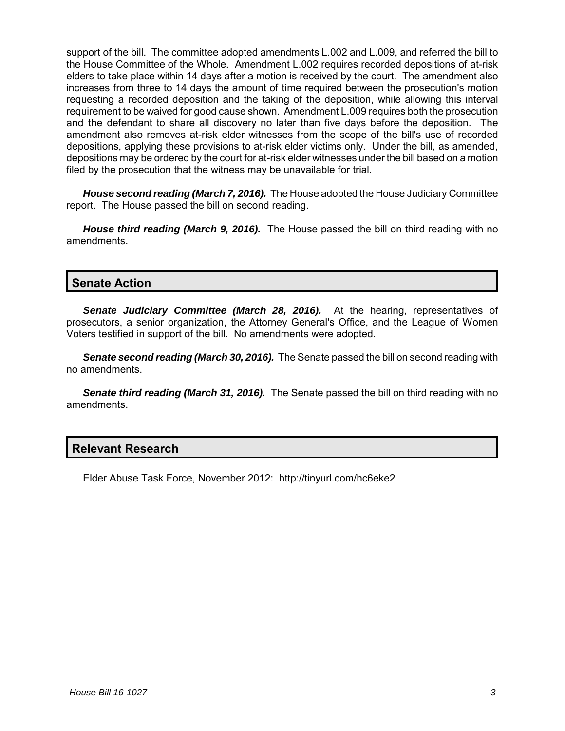support of the bill. The committee adopted amendments L.002 and L.009, and referred the bill to the House Committee of the Whole. Amendment L.002 requires recorded depositions of at-risk elders to take place within 14 days after a motion is received by the court. The amendment also increases from three to 14 days the amount of time required between the prosecution's motion requesting a recorded deposition and the taking of the deposition, while allowing this interval requirement to be waived for good cause shown. Amendment L.009 requires both the prosecution and the defendant to share all discovery no later than five days before the deposition. The amendment also removes at-risk elder witnesses from the scope of the bill's use of recorded depositions, applying these provisions to at-risk elder victims only. Under the bill, as amended, depositions may be ordered by the court for at-risk elder witnesses under the bill based on a motion filed by the prosecution that the witness may be unavailable for trial.

***House second reading (March 7, 2016).*** The House adopted the House Judiciary Committee report. The House passed the bill on second reading.

***House third reading (March 9, 2016).*** The House passed the bill on third reading with no amendments.

## Senate Action

***Senate Judiciary Committee (March 28, 2016).*** At the hearing, representatives of prosecutors, a senior organization, the Attorney General's Office, and the League of Women Voters testified in support of the bill. No amendments were adopted.

***Senate second reading (March 30, 2016).*** The Senate passed the bill on second reading with no amendments.

***Senate third reading (March 31, 2016).*** The Senate passed the bill on third reading with no amendments.

## Relevant Research

Elder Abuse Task Force, November 2012: http://tinyurl.com/hc6eke2